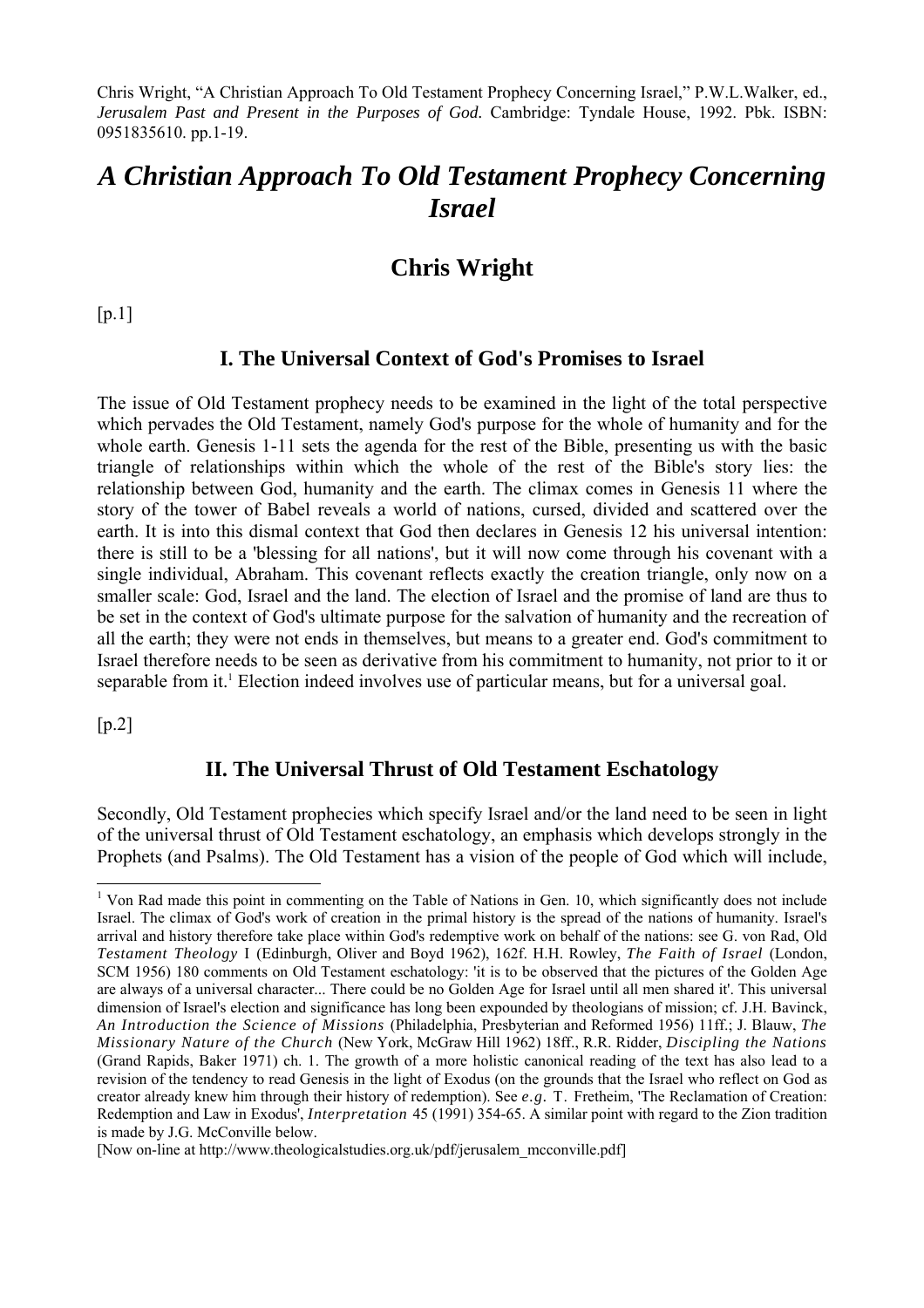Chris Wright, "A Christian Approach To Old Testament Prophecy Concerning Israel," P.W.L.Walker, ed., *Jerusalem Past and Present in the Purposes of God.* Cambridge: Tyndale House, 1992. Pbk. ISBN: 0951835610. pp.1-19.

# *A Christian Approach To Old Testament Prophecy Concerning Israel*

## Chris Wright

[p.1]

### I. The Universal Context of God's Promises to Israel

The issue of Old Testament prophecy needs to be examined in the light of the total perspective which pervades the Old Testament, namely God's purpose for the whole of humanity and for the whole earth. Genesis 1-11 sets the agenda for the rest of the Bible, presenting us with the basic triangle of relationships within which the whole of the rest of the Bible's story lies: the relationship between God, humanity and the earth. The climax comes in Genesis 11 where the story of the tower of Babel reveals a world of nations, cursed, divided and scattered over the earth. It is into this dismal context that God then declares in Genesis 12 his universal intention: there is still to be a 'blessing for all nations', but it will now come through his covenant with a single individual, Abraham. This covenant reflects exactly the creation triangle, only now on a smaller scale: God, Israel and the land. The election of Israel and the promise of land are thus to be set in the context of God's ultimate purpose for the salvation of humanity and the recreation of all the earth; they were not ends in themselves, but means to a greater end. God's commitment to Israel therefore needs to be seen as derivative from his commitment to humanity, not prior to it or separable from it.[1] Election indeed involves use of particular means, but for a universal goal.

[p.2]

### II. The Universal Thrust of Old Testament Eschatology

Secondly, Old Testament prophecies which specify Israel and/or the land need to be seen in light of the universal thrust of Old Testament eschatology, an emphasis which develops strongly in the Prophets (and Psalms). The Old Testament has a vision of the people of God which will include,

---

[1] Von Rad made this point in commenting on the Table of Nations in Gen. 10, which significantly does not include Israel. The climax of God's work of creation in the primal history is the spread of the nations of humanity. Israel's arrival and history therefore take place within God's redemptive work on behalf of the nations: see G. von Rad, Old *Testament Theology* I (Edinburgh, Oliver and Boyd 1962), 162f. H.H. Rowley, *The Faith of Israel* (London, SCM 1956) 180 comments on Old Testament eschatology: 'it is to be observed that the pictures of the Golden Age are always of a universal character... There could be no Golden Age for Israel until all men shared it'. This universal dimension of Israel's election and significance has long been expounded by theologians of mission; cf. J.H. Bavinck, *An Introduction the Science of Missions* (Philadelphia, Presbyterian and Reformed 1956) 11ff.; J. Blauw, *The Missionary Nature of the Church* (New York, McGraw Hill 1962) 18ff., R.R. Ridder, *Discipling the Nations* (Grand Rapids, Baker 1971) ch. 1. The growth of a more holistic canonical reading of the text has also lead to a revision of the tendency to read Genesis in the light of Exodus (on the grounds that the Israel who reflect on God as creator already knew him through their history of redemption). See *e.g.* T. Fretheim, 'The Reclamation of Creation: Redemption and Law in Exodus', *Interpretation* 45 (1991) 354-65. A similar point with regard to the Zion tradition is made by J.G. McConville below.

[Now on-line at http://www.theologicalstudies.org.uk/pdf/jerusalem_mcconville.pdf]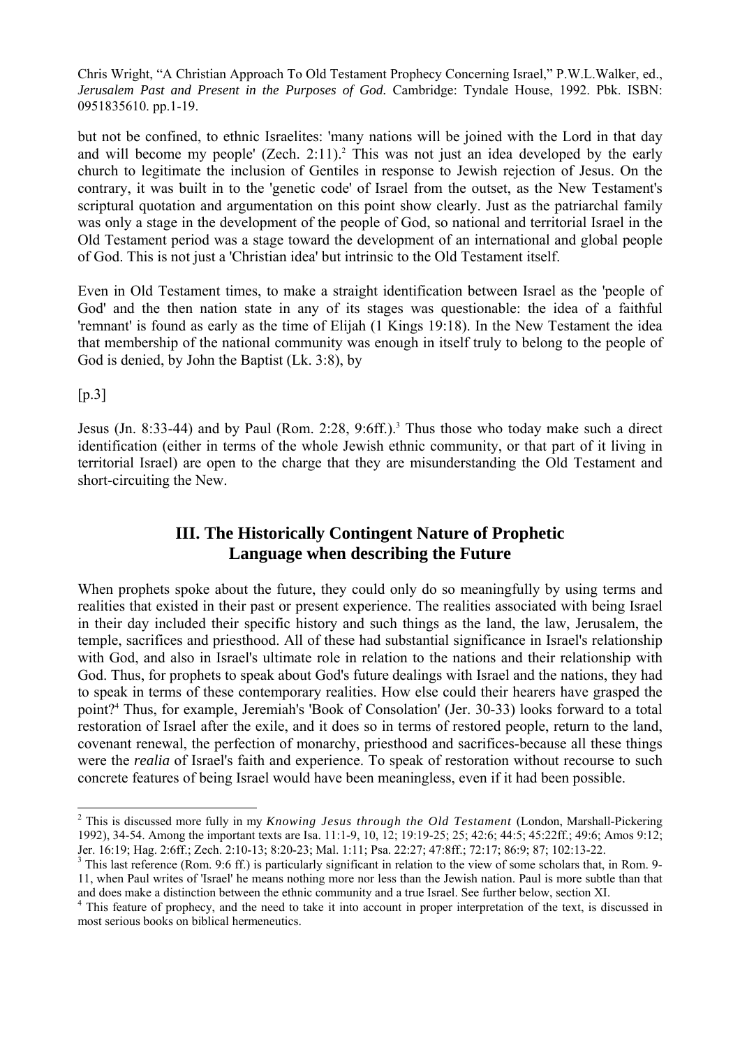but not be confined, to ethnic Israelites: 'many nations will be joined with the Lord in that day and will become my people' (Zech. 2:11).[2] This was not just an idea developed by the early church to legitimate the inclusion of Gentiles in response to Jewish rejection of Jesus. On the contrary, it was built in to the 'genetic code' of Israel from the outset, as the New Testament's scriptural quotation and argumentation on this point show clearly. Just as the patriarchal family was only a stage in the development of the people of God, so national and territorial Israel in the Old Testament period was a stage toward the development of an international and global people of God. This is not just a 'Christian idea' but intrinsic to the Old Testament itself.

Even in Old Testament times, to make a straight identification between Israel as the 'people of God' and the then nation state in any of its stages was questionable: the idea of a faithful 'remnant' is found as early as the time of Elijah (1 Kings 19:18). In the New Testament the idea that membership of the national community was enough in itself truly to belong to the people of God is denied, by John the Baptist (Lk. 3:8), by

[p.3]

Jesus (Jn. 8:33-44) and by Paul (Rom. 2:28, 9:6ff.).[3] Thus those who today make such a direct identification (either in terms of the whole Jewish ethnic community, or that part of it living in territorial Israel) are open to the charge that they are misunderstanding the Old Testament and short-circuiting the New.

## III. The Historically Contingent Nature of Prophetic Language when describing the Future

When prophets spoke about the future, they could only do so meaningfully by using terms and realities that existed in their past or present experience. The realities associated with being Israel in their day included their specific history and such things as the land, the law, Jerusalem, the temple, sacrifices and priesthood. All of these had substantial significance in Israel's relationship with God, and also in Israel's ultimate role in relation to the nations and their relationship with God. Thus, for prophets to speak about God's future dealings with Israel and the nations, they had to speak in terms of these contemporary realities. How else could their hearers have grasped the point?[4] Thus, for example, Jeremiah's 'Book of Consolation' (Jer. 30-33) looks forward to a total restoration of Israel after the exile, and it does so in terms of restored people, return to the land, covenant renewal, the perfection of monarchy, priesthood and sacrifices-because all these things were the *realia* of Israel's faith and experience. To speak of restoration without recourse to such concrete features of being Israel would have been meaningless, even if it had been possible.

---

[2] This is discussed more fully in my *Knowing Jesus through the Old Testament* (London, Marshall-Pickering 1992), 34-54. Among the important texts are Isa. 11:1-9, 10, 12; 19:19-25; 25; 42:6; 44:5; 45:22ff.; 49:6; Amos 9:12; Jer. 16:19; Hag. 2:6ff.; Zech. 2:10-13; 8:20-23; Mal. 1:11; Psa. 22:27; 47:8ff.; 72:17; 86:9; 87; 102:13-22.

[3] This last reference (Rom. 9:6 ff.) is particularly significant in relation to the view of some scholars that, in Rom. 9-11, when Paul writes of 'Israel' he means nothing more nor less than the Jewish nation. Paul is more subtle than that and does make a distinction between the ethnic community and a true Israel. See further below, section XI.

[4] This feature of prophecy, and the need to take it into account in proper interpretation of the text, is discussed in most serious books on biblical hermeneutics.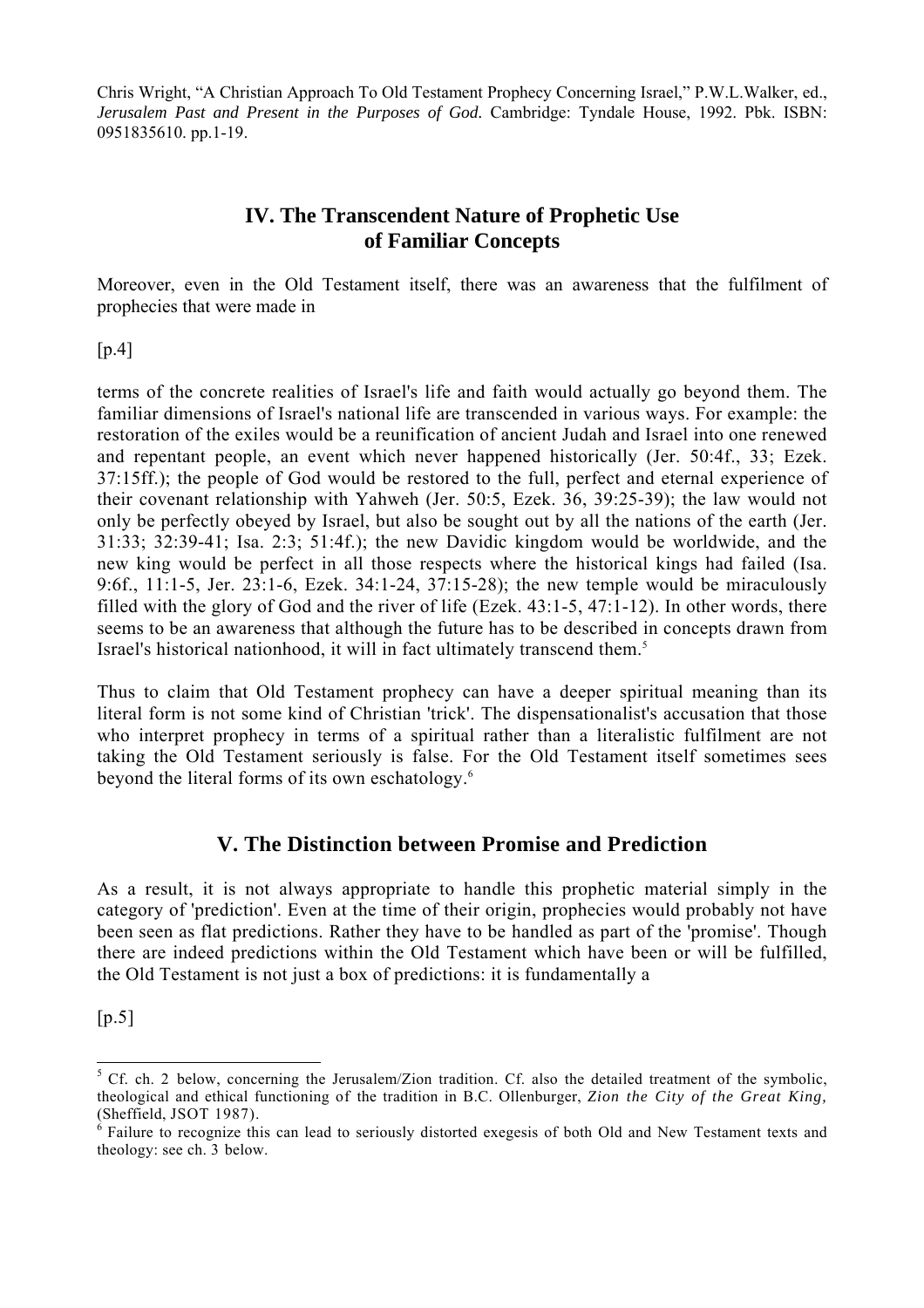Chris Wright, "A Christian Approach To Old Testament Prophecy Concerning Israel," P.W.L.Walker, ed., *Jerusalem Past and Present in the Purposes of God.* Cambridge: Tyndale House, 1992. Pbk. ISBN: 0951835610. pp.1-19.

## IV. The Transcendent Nature of Prophetic Use of Familiar Concepts

Moreover, even in the Old Testament itself, there was an awareness that the fulfilment of prophecies that were made in

[p.4]

terms of the concrete realities of Israel's life and faith would actually go beyond them. The familiar dimensions of Israel's national life are transcended in various ways. For example: the restoration of the exiles would be a reunification of ancient Judah and Israel into one renewed and repentant people, an event which never happened historically (Jer. 50:4f., 33; Ezek. 37:15ff.); the people of God would be restored to the full, perfect and eternal experience of their covenant relationship with Yahweh (Jer. 50:5, Ezek. 36, 39:25-39); the law would not only be perfectly obeyed by Israel, but also be sought out by all the nations of the earth (Jer. 31:33; 32:39-41; Isa. 2:3; 51:4f.); the new Davidic kingdom would be worldwide, and the new king would be perfect in all those respects where the historical kings had failed (Isa. 9:6f., 11:1-5, Jer. 23:1-6, Ezek. 34:1-24, 37:15-28); the new temple would be miraculously filled with the glory of God and the river of life (Ezek. 43:1-5, 47:1-12). In other words, there seems to be an awareness that although the future has to be described in concepts drawn from Israel's historical nationhood, it will in fact ultimately transcend them.[5]

Thus to claim that Old Testament prophecy can have a deeper spiritual meaning than its literal form is not some kind of Christian 'trick'. The dispensationalist's accusation that those who interpret prophecy in terms of a spiritual rather than a literalistic fulfilment are not taking the Old Testament seriously is false. For the Old Testament itself sometimes sees beyond the literal forms of its own eschatology.[6]

## V. The Distinction between Promise and Prediction

As a result, it is not always appropriate to handle this prophetic material simply in the category of 'prediction'. Even at the time of their origin, prophecies would probably not have been seen as flat predictions. Rather they have to be handled as part of the 'promise'. Though there are indeed predictions within the Old Testament which have been or will be fulfilled, the Old Testament is not just a box of predictions: it is fundamentally a

[p.5]

[5] Cf. ch. 2 below, concerning the Jerusalem/Zion tradition. Cf. also the detailed treatment of the symbolic, theological and ethical functioning of the tradition in B.C. Ollenburger, *Zion the City of the Great King,* (Sheffield, JSOT 1987).

[6] Failure to recognize this can lead to seriously distorted exegesis of both Old and New Testament texts and theology: see ch. 3 below.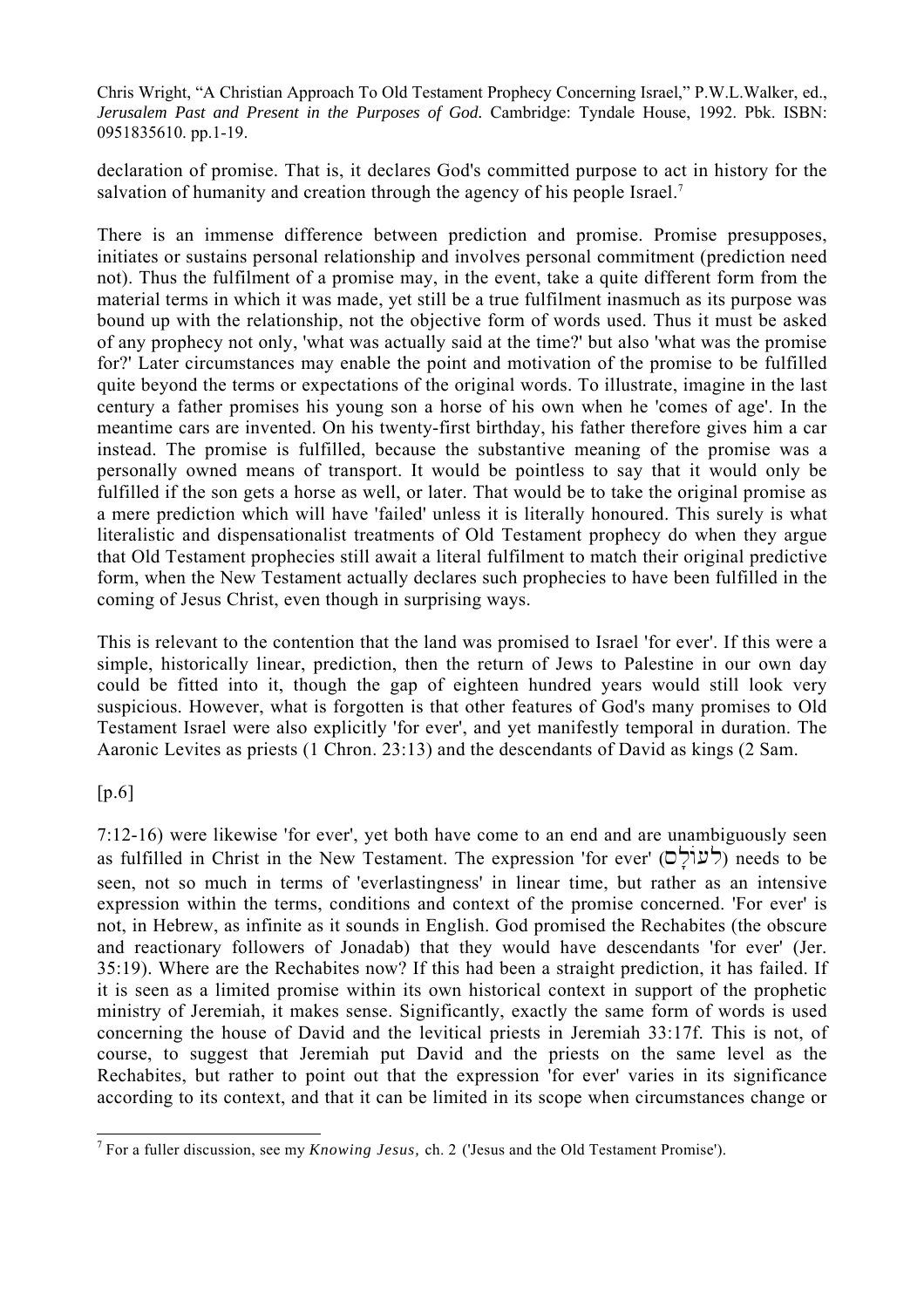declaration of promise. That is, it declares God's committed purpose to act in history for the salvation of humanity and creation through the agency of his people Israel.[7]

There is an immense difference between prediction and promise. Promise presupposes, initiates or sustains personal relationship and involves personal commitment (prediction need not). Thus the fulfilment of a promise may, in the event, take a quite different form from the material terms in which it was made, yet still be a true fulfilment inasmuch as its purpose was bound up with the relationship, not the objective form of words used. Thus it must be asked of any prophecy not only, 'what was actually said at the time?' but also 'what was the promise for?' Later circumstances may enable the point and motivation of the promise to be fulfilled quite beyond the terms or expectations of the original words. To illustrate, imagine in the last century a father promises his young son a horse of his own when he 'comes of age'. In the meantime cars are invented. On his twenty-first birthday, his father therefore gives him a car instead. The promise is fulfilled, because the substantive meaning of the promise was a personally owned means of transport. It would be pointless to say that it would only be fulfilled if the son gets a horse as well, or later. That would be to take the original promise as a mere prediction which will have 'failed' unless it is literally honoured. This surely is what literalistic and dispensationalist treatments of Old Testament prophecy do when they argue that Old Testament prophecies still await a literal fulfilment to match their original predictive form, when the New Testament actually declares such prophecies to have been fulfilled in the coming of Jesus Christ, even though in surprising ways.

This is relevant to the contention that the land was promised to Israel 'for ever'. If this were a simple, historically linear, prediction, then the return of Jews to Palestine in our own day could be fitted into it, though the gap of eighteen hundred years would still look very suspicious. However, what is forgotten is that other features of God's many promises to Old Testament Israel were also explicitly 'for ever', and yet manifestly temporal in duration. The Aaronic Levites as priests (1 Chron. 23:13) and the descendants of David as kings (2 Sam.

[p.6]

7:12-16) were likewise 'for ever', yet both have come to an end and are unambiguously seen as fulfilled in Christ in the New Testament. The expression 'for ever' (לְעוֹלָם) needs to be seen, not so much in terms of 'everlastingness' in linear time, but rather as an intensive expression within the terms, conditions and context of the promise concerned. 'For ever' is not, in Hebrew, as infinite as it sounds in English. God promised the Rechabites (the obscure and reactionary followers of Jonadab) that they would have descendants 'for ever' (Jer. 35:19). Where are the Rechabites now? If this had been a straight prediction, it has failed. If it is seen as a limited promise within its own historical context in support of the prophetic ministry of Jeremiah, it makes sense. Significantly, exactly the same form of words is used concerning the house of David and the levitical priests in Jeremiah 33:17f. This is not, of course, to suggest that Jeremiah put David and the priests on the same level as the Rechabites, but rather to point out that the expression 'for ever' varies in its significance according to its context, and that it can be limited in its scope when circumstances change or

[7] For a fuller discussion, see my *Knowing Jesus,* ch. 2 ('Jesus and the Old Testament Promise').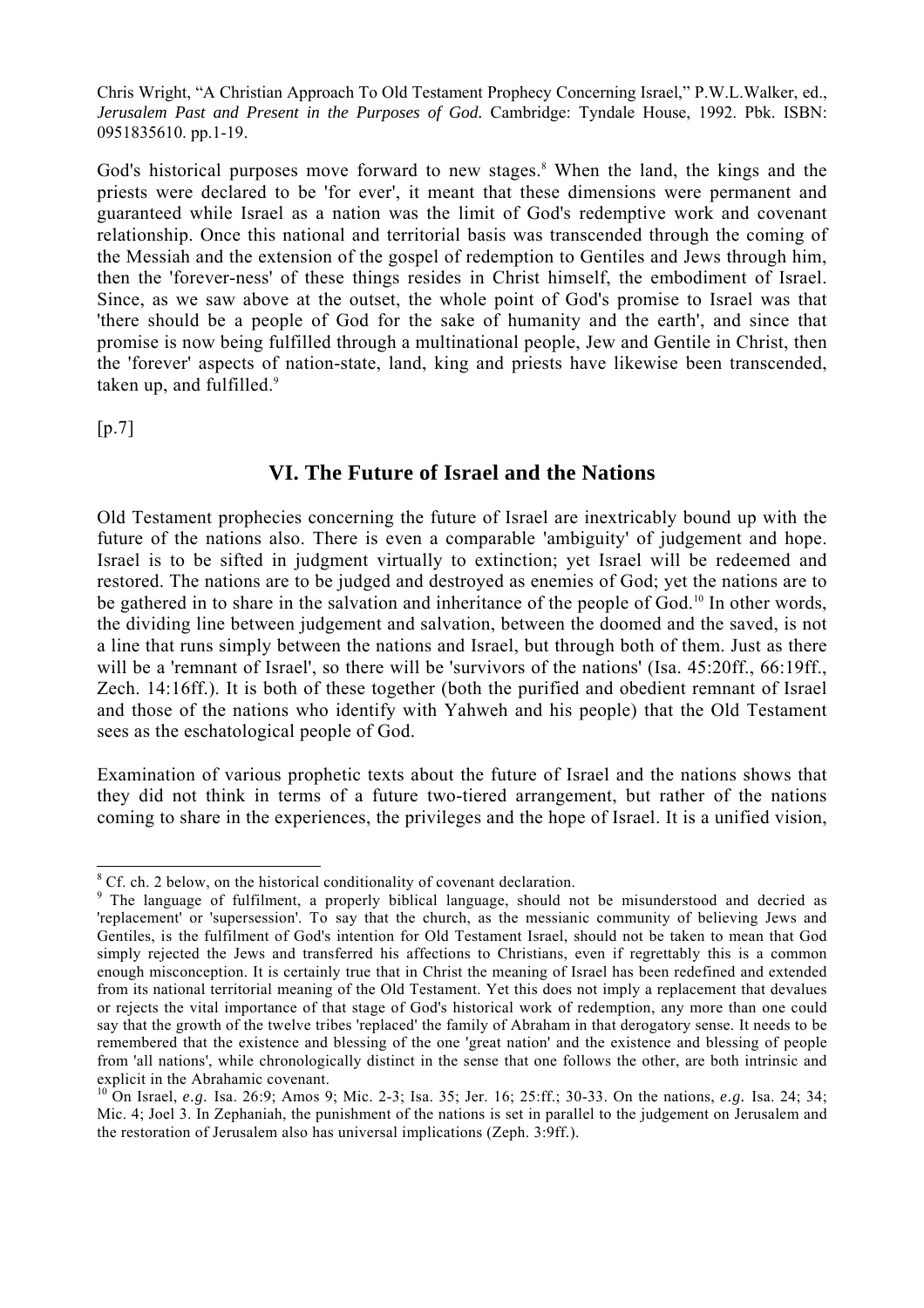God's historical purposes move forward to new stages.[8] When the land, the kings and the priests were declared to be 'for ever', it meant that these dimensions were permanent and guaranteed while Israel as a nation was the limit of God's redemptive work and covenant relationship. Once this national and territorial basis was transcended through the coming of the Messiah and the extension of the gospel of redemption to Gentiles and Jews through him, then the 'forever-ness' of these things resides in Christ himself, the embodiment of Israel. Since, as we saw above at the outset, the whole point of God's promise to Israel was that 'there should be a people of God for the sake of humanity and the earth', and since that promise is now being fulfilled through a multinational people, Jew and Gentile in Christ, then the 'forever' aspects of nation-state, land, king and priests have likewise been transcended, taken up, and fulfilled.[9]

[p.7]

## VI. The Future of Israel and the Nations

Old Testament prophecies concerning the future of Israel are inextricably bound up with the future of the nations also. There is even a comparable 'ambiguity' of judgement and hope. Israel is to be sifted in judgment virtually to extinction; yet Israel will be redeemed and restored. The nations are to be judged and destroyed as enemies of God; yet the nations are to be gathered in to share in the salvation and inheritance of the people of God.[10] In other words, the dividing line between judgement and salvation, between the doomed and the saved, is not a line that runs simply between the nations and Israel, but through both of them. Just as there will be a 'remnant of Israel', so there will be 'survivors of the nations' (Isa. 45:20ff., 66:19ff., Zech. 14:16ff.). It is both of these together (both the purified and obedient remnant of Israel and those of the nations who identify with Yahweh and his people) that the Old Testament sees as the eschatological people of God.

Examination of various prophetic texts about the future of Israel and the nations shows that they did not think in terms of a future two-tiered arrangement, but rather of the nations coming to share in the experiences, the privileges and the hope of Israel. It is a unified vision,

---

[8] Cf. ch. 2 below, on the historical conditionality of covenant declaration.

[9] The language of fulfilment, a properly biblical language, should not be misunderstood and decried as 'replacement' or 'supersession'. To say that the church, as the messianic community of believing Jews and Gentiles, is the fulfilment of God's intention for Old Testament Israel, should not be taken to mean that God simply rejected the Jews and transferred his affections to Christians, even if regrettably this is a common enough misconception. It is certainly true that in Christ the meaning of Israel has been redefined and extended from its national territorial meaning of the Old Testament. Yet this does not imply a replacement that devalues or rejects the vital importance of that stage of God's historical work of redemption, any more than one could say that the growth of the twelve tribes 'replaced' the family of Abraham in that derogatory sense. It needs to be remembered that the existence and blessing of the one 'great nation' and the existence and blessing of people from 'all nations', while chronologically distinct in the sense that one follows the other, are both intrinsic and explicit in the Abrahamic covenant.

[10] On Israel, *e.g.* Isa. 26:9; Amos 9; Mic. 2-3; Isa. 35; Jer. 16; 25:ff.; 30-33. On the nations, *e.g.* Isa. 24; 34; Mic. 4; Joel 3. In Zephaniah, the punishment of the nations is set in parallel to the judgement on Jerusalem and the restoration of Jerusalem also has universal implications (Zeph. 3:9ff.).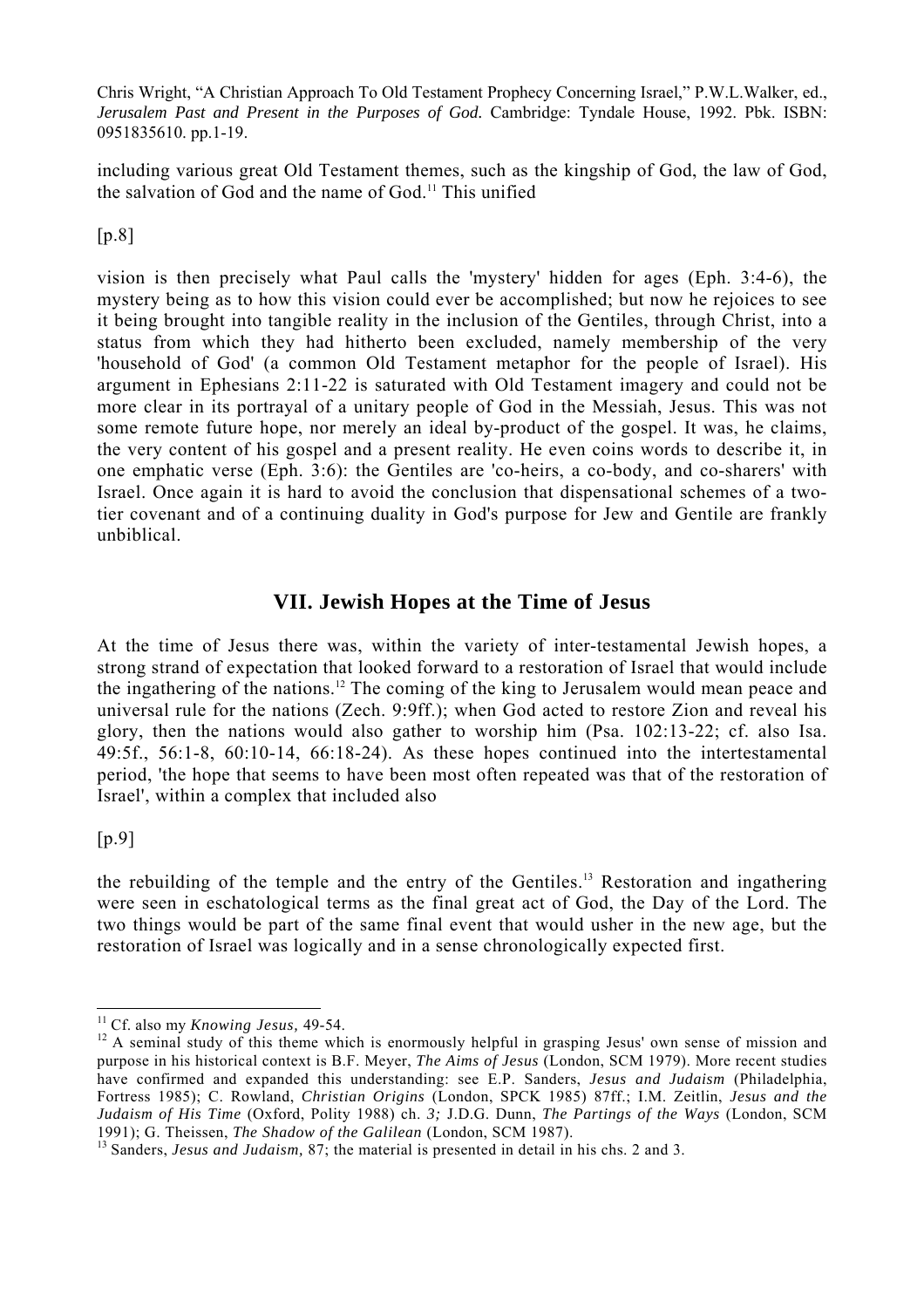including various great Old Testament themes, such as the kingship of God, the law of God, the salvation of God and the name of God.[11] This unified

[p.8]

vision is then precisely what Paul calls the 'mystery' hidden for ages (Eph. 3:4-6), the mystery being as to how this vision could ever be accomplished; but now he rejoices to see it being brought into tangible reality in the inclusion of the Gentiles, through Christ, into a status from which they had hitherto been excluded, namely membership of the very 'household of God' (a common Old Testament metaphor for the people of Israel). His argument in Ephesians 2:11-22 is saturated with Old Testament imagery and could not be more clear in its portrayal of a unitary people of God in the Messiah, Jesus. This was not some remote future hope, nor merely an ideal by-product of the gospel. It was, he claims, the very content of his gospel and a present reality. He even coins words to describe it, in one emphatic verse (Eph. 3:6): the Gentiles are 'co-heirs, a co-body, and co-sharers' with Israel. Once again it is hard to avoid the conclusion that dispensational schemes of a two-tier covenant and of a continuing duality in God's purpose for Jew and Gentile are frankly unbiblical.

## VII. Jewish Hopes at the Time of Jesus

At the time of Jesus there was, within the variety of inter-testamental Jewish hopes, a strong strand of expectation that looked forward to a restoration of Israel that would include the ingathering of the nations.[12] The coming of the king to Jerusalem would mean peace and universal rule for the nations (Zech. 9:9ff.); when God acted to restore Zion and reveal his glory, then the nations would also gather to worship him (Psa. 102:13-22; cf. also Isa. 49:5f., 56:1-8, 60:10-14, 66:18-24). As these hopes continued into the intertestamental period, 'the hope that seems to have been most often repeated was that of the restoration of Israel', within a complex that included also

[p.9]

the rebuilding of the temple and the entry of the Gentiles.[13] Restoration and ingathering were seen in eschatological terms as the final great act of God, the Day of the Lord. The two things would be part of the same final event that would usher in the new age, but the restoration of Israel was logically and in a sense chronologically expected first.

---

[11] Cf. also my *Knowing Jesus,* 49-54.

[12] A seminal study of this theme which is enormously helpful in grasping Jesus' own sense of mission and purpose in his historical context is B.F. Meyer, *The Aims of Jesus* (London, SCM 1979). More recent studies have confirmed and expanded this understanding: see E.P. Sanders, *Jesus and Judaism* (Philadelphia, Fortress 1985); C. Rowland, *Christian Origins* (London, SPCK 1985) 87ff.; I.M. Zeitlin, *Jesus and the Judaism of His Time* (Oxford, Polity 1988) ch. *3;* J.D.G. Dunn, *The Partings of the Ways* (London, SCM 1991); G. Theissen, *The Shadow of the Galilean* (London, SCM 1987).

[13] Sanders, *Jesus and Judaism,* 87; the material is presented in detail in his chs. 2 and 3.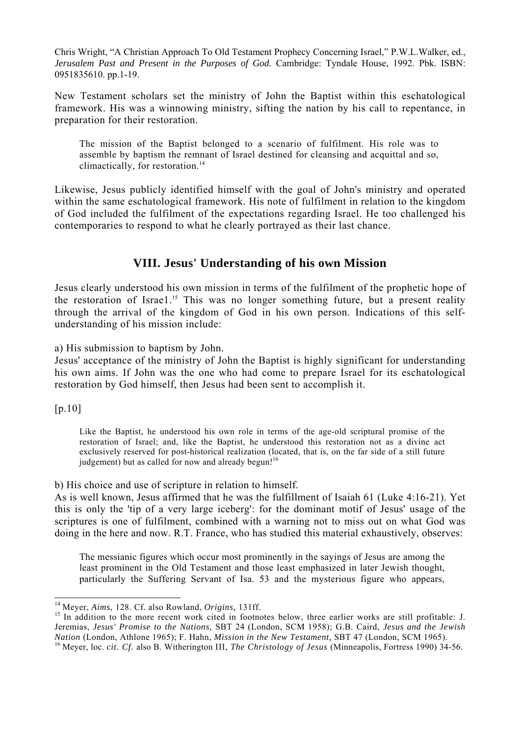New Testament scholars set the ministry of John the Baptist within this eschatological framework. His was a winnowing ministry, sifting the nation by his call to repentance, in preparation for their restoration.

> The mission of the Baptist belonged to a scenario of fulfilment. His role was to assemble by baptism the remnant of Israel destined for cleansing and acquittal and so, climactically, for restoration.[14]

Likewise, Jesus publicly identified himself with the goal of John's ministry and operated within the same eschatological framework. His note of fulfilment in relation to the kingdom of God included the fulfilment of the expectations regarding Israel. He too challenged his contemporaries to respond to what he clearly portrayed as their last chance.

## VIII. Jesus' Understanding of his own Mission

Jesus clearly understood his own mission in terms of the fulfilment of the prophetic hope of the restoration of Israe1.[15] This was no longer something future, but a present reality through the arrival of the kingdom of God in his own person. Indications of this self-understanding of his mission include:

a) His submission to baptism by John.
Jesus' acceptance of the ministry of John the Baptist is highly significant for understanding his own aims. If John was the one who had come to prepare Israel for its eschatological restoration by God himself, then Jesus had been sent to accomplish it.

[p.10]

> Like the Baptist, he understood his own role in terms of the age-old scriptural promise of the restoration of Israel; and, like the Baptist, he understood this restoration not as a divine act exclusively reserved for post-historical realization (located, that is, on the far side of a still future judgement) but as called for now and already begun![16]

b) His choice and use of scripture in relation to himself.
As is well known, Jesus affirmed that he was the fulfillment of Isaiah 61 (Luke 4:16-21). Yet this is only the 'tip of a very large iceberg': for the dominant motif of Jesus' usage of the scriptures is one of fulfilment, combined with a warning not to miss out on what God was doing in the here and now. R.T. France, who has studied this material exhaustively, observes:

> The messianic figures which occur most prominently in the sayings of Jesus are among the least prominent in the Old Testament and those least emphasized in later Jewish thought, particularly the Suffering Servant of Isa. 53 and the mysterious figure who appears,

---

[14] Meyer, *Aims,* 128. Cf. also Rowland, *Origins,* 131ff.

[15] In addition to the more recent work cited in footnotes below, three earlier works are still profitable: J. Jeremias, *Jesus' Promise to the Nations,* SBT 24 (London, SCM 1958); G.B. Caird, *Jesus and the Jewish Nation* (London, Athlone 1965); F. Hahn, *Mission in the New Testament,* SBT 47 (London, SCM 1965).

[16] Meyer, loc. *cit. Cf.* also B. Witherington III, *The Christology of Jesus* (Minneapolis, Fortress 1990) 34-56.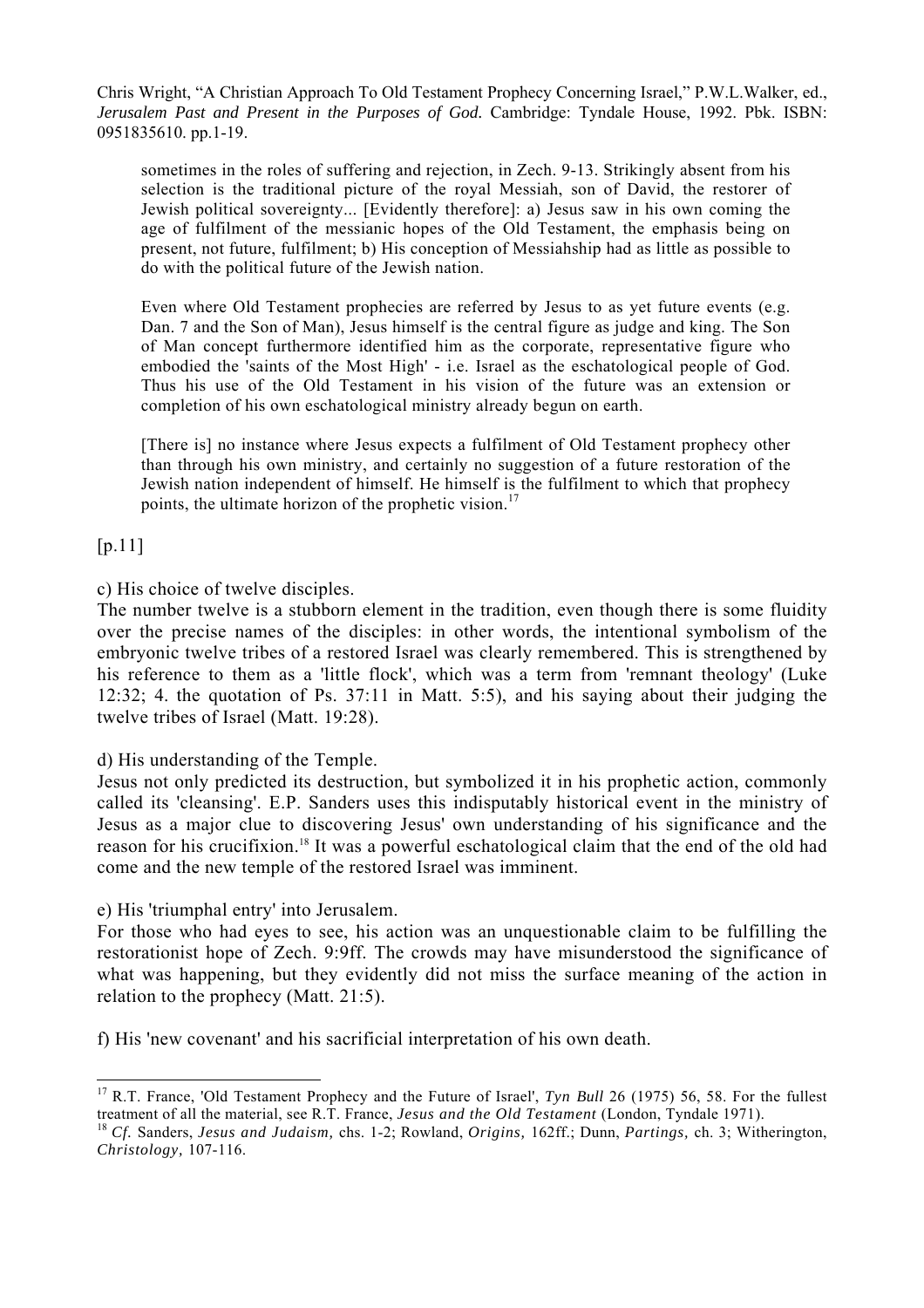> sometimes in the roles of suffering and rejection, in Zech. 9-13. Strikingly absent from his selection is the traditional picture of the royal Messiah, son of David, the restorer of Jewish political sovereignty... [Evidently therefore]: a) Jesus saw in his own coming the age of fulfilment of the messianic hopes of the Old Testament, the emphasis being on present, not future, fulfilment; b) His conception of Messiahship had as little as possible to do with the political future of the Jewish nation.
>
> Even where Old Testament prophecies are referred by Jesus to as yet future events (e.g. Dan. 7 and the Son of Man), Jesus himself is the central figure as judge and king. The Son of Man concept furthermore identified him as the corporate, representative figure who embodied the 'saints of the Most High' - i.e. Israel as the eschatological people of God. Thus his use of the Old Testament in his vision of the future was an extension or completion of his own eschatological ministry already begun on earth.
>
> [There is] no instance where Jesus expects a fulfilment of Old Testament prophecy other than through his own ministry, and certainly no suggestion of a future restoration of the Jewish nation independent of himself. He himself is the fulfilment to which that prophecy points, the ultimate horizon of the prophetic vision.[17]

[p.11]

c) His choice of twelve disciples.
The number twelve is a stubborn element in the tradition, even though there is some fluidity over the precise names of the disciples: in other words, the intentional symbolism of the embryonic twelve tribes of a restored Israel was clearly remembered. This is strengthened by his reference to them as a 'little flock', which was a term from 'remnant theology' (Luke 12:32; 4. the quotation of Ps. 37:11 in Matt. 5:5), and his saying about their judging the twelve tribes of Israel (Matt. 19:28).

d) His understanding of the Temple.
Jesus not only predicted its destruction, but symbolized it in his prophetic action, commonly called its 'cleansing'. E.P. Sanders uses this indisputably historical event in the ministry of Jesus as a major clue to discovering Jesus' own understanding of his significance and the reason for his crucifixion.[18] It was a powerful eschatological claim that the end of the old had come and the new temple of the restored Israel was imminent.

e) His 'triumphal entry' into Jerusalem.
For those who had eyes to see, his action was an unquestionable claim to be fulfilling the restorationist hope of Zech. 9:9ff. The crowds may have misunderstood the significance of what was happening, but they evidently did not miss the surface meaning of the action in relation to the prophecy (Matt. 21:5).

f) His 'new covenant' and his sacrificial interpretation of his own death.

---

[17] R.T. France, 'Old Testament Prophecy and the Future of Israel', *Tyn Bull* 26 (1975) 56, 58. For the fullest treatment of all the material, see R.T. France, *Jesus and the Old Testament* (London, Tyndale 1971).

[18] *Cf.* Sanders, *Jesus and Judaism,* chs. 1-2; Rowland, *Origins,* 162ff.; Dunn, *Partings,* ch. 3; Witherington, *Christology,* 107-116.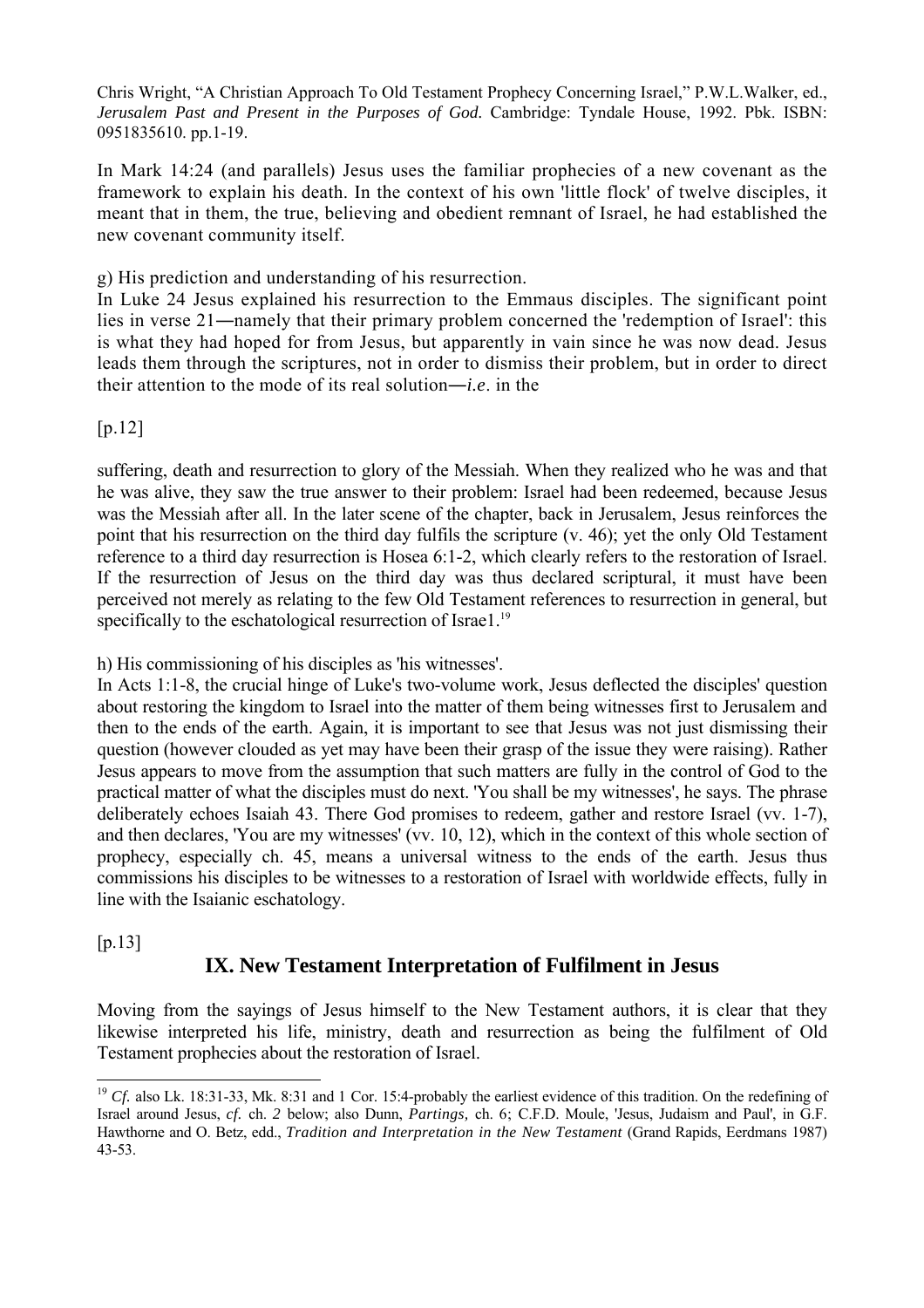Chris Wright, “A Christian Approach To Old Testament Prophecy Concerning Israel,” P.W.L.Walker, ed., *Jerusalem Past and Present in the Purposes of God.* Cambridge: Tyndale House, 1992. Pbk. ISBN: 0951835610. pp.1-19.

In Mark 14:24 (and parallels) Jesus uses the familiar prophecies of a new covenant as the framework to explain his death. In the context of his own 'little flock' of twelve disciples, it meant that in them, the true, believing and obedient remnant of Israel, he had established the new covenant community itself.

g) His prediction and understanding of his resurrection.

In Luke 24 Jesus explained his resurrection to the Emmaus disciples. The significant point lies in verse 21―namely that their primary problem concerned the 'redemption of Israel': this is what they had hoped for from Jesus, but apparently in vain since he was now dead. Jesus leads them through the scriptures, not in order to dismiss their problem, but in order to direct their attention to the mode of its real solution―*i.e*. in the

[p.12]

suffering, death and resurrection to glory of the Messiah. When they realized who he was and that he was alive, they saw the true answer to their problem: Israel had been redeemed, because Jesus was the Messiah after all. In the later scene of the chapter, back in Jerusalem, Jesus reinforces the point that his resurrection on the third day fulfils the scripture (v. 46); yet the only Old Testament reference to a third day resurrection is Hosea 6:1-2, which clearly refers to the restoration of Israel. If the resurrection of Jesus on the third day was thus declared scriptural, it must have been perceived not merely as relating to the few Old Testament references to resurrection in general, but specifically to the eschatological resurrection of Israe1.[19]

h) His commissioning of his disciples as 'his witnesses'.

In Acts 1:1-8, the crucial hinge of Luke's two-volume work, Jesus deflected the disciples' question about restoring the kingdom to Israel into the matter of them being witnesses first to Jerusalem and then to the ends of the earth. Again, it is important to see that Jesus was not just dismissing their question (however clouded as yet may have been their grasp of the issue they were raising). Rather Jesus appears to move from the assumption that such matters are fully in the control of God to the practical matter of what the disciples must do next. 'You shall be my witnesses', he says. The phrase deliberately echoes Isaiah 43. There God promises to redeem, gather and restore Israel (vv. 1-7), and then declares, 'You are my witnesses' (vv. 10, 12), which in the context of this whole section of prophecy, especially ch. 45, means a universal witness to the ends of the earth. Jesus thus commissions his disciples to be witnesses to a restoration of Israel with worldwide effects, fully in line with the Isaianic eschatology.

[p.13]

## IX. New Testament Interpretation of Fulfilment in Jesus

Moving from the sayings of Jesus himself to the New Testament authors, it is clear that they likewise interpreted his life, ministry, death and resurrection as being the fulfilment of Old Testament prophecies about the restoration of Israel.

---

[19] *Cf.* also Lk. 18:31-33, Mk. 8:31 and 1 Cor. 15:4-probably the earliest evidence of this tradition. On the redefining of Israel around Jesus, *cf.* ch. *2* below; also Dunn, *Partings,* ch. 6; C.F.D. Moule, 'Jesus, Judaism and Paul', in G.F. Hawthorne and O. Betz, edd., *Tradition and Interpretation in the New Testament* (Grand Rapids, Eerdmans 1987) 43-53.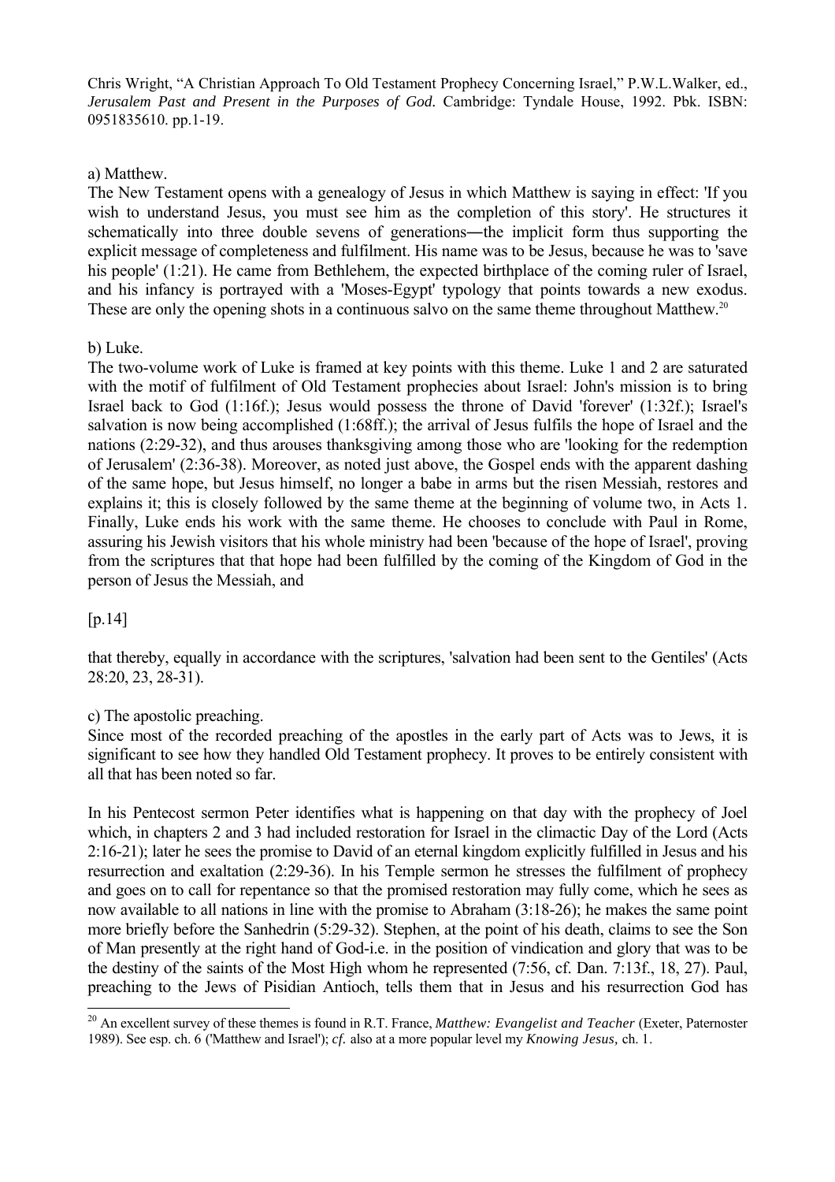Chris Wright, "A Christian Approach To Old Testament Prophecy Concerning Israel," P.W.L.Walker, ed., *Jerusalem Past and Present in the Purposes of God.* Cambridge: Tyndale House, 1992. Pbk. ISBN: 0951835610. pp.1-19.

a) Matthew.

The New Testament opens with a genealogy of Jesus in which Matthew is saying in effect: 'If you wish to understand Jesus, you must see him as the completion of this story'. He structures it schematically into three double sevens of generations—the implicit form thus supporting the explicit message of completeness and fulfilment. His name was to be Jesus, because he was to 'save his people' (1:21). He came from Bethlehem, the expected birthplace of the coming ruler of Israel, and his infancy is portrayed with a 'Moses-Egypt' typology that points towards a new exodus. These are only the opening shots in a continuous salvo on the same theme throughout Matthew.[20]

b) Luke.

The two-volume work of Luke is framed at key points with this theme. Luke 1 and 2 are saturated with the motif of fulfilment of Old Testament prophecies about Israel: John's mission is to bring Israel back to God (1:16f.); Jesus would possess the throne of David 'forever' (1:32f.); Israel's salvation is now being accomplished (1:68ff.); the arrival of Jesus fulfils the hope of Israel and the nations (2:29-32), and thus arouses thanksgiving among those who are 'looking for the redemption of Jerusalem' (2:36-38). Moreover, as noted just above, the Gospel ends with the apparent dashing of the same hope, but Jesus himself, no longer a babe in arms but the risen Messiah, restores and explains it; this is closely followed by the same theme at the beginning of volume two, in Acts 1. Finally, Luke ends his work with the same theme. He chooses to conclude with Paul in Rome, assuring his Jewish visitors that his whole ministry had been 'because of the hope of Israel', proving from the scriptures that that hope had been fulfilled by the coming of the Kingdom of God in the person of Jesus the Messiah, and

[p.14]

that thereby, equally in accordance with the scriptures, 'salvation had been sent to the Gentiles' (Acts 28:20, 23, 28-31).

c) The apostolic preaching.

Since most of the recorded preaching of the apostles in the early part of Acts was to Jews, it is significant to see how they handled Old Testament prophecy. It proves to be entirely consistent with all that has been noted so far.

In his Pentecost sermon Peter identifies what is happening on that day with the prophecy of Joel which, in chapters 2 and 3 had included restoration for Israel in the climactic Day of the Lord (Acts 2:16-21); later he sees the promise to David of an eternal kingdom explicitly fulfilled in Jesus and his resurrection and exaltation (2:29-36). In his Temple sermon he stresses the fulfilment of prophecy and goes on to call for repentance so that the promised restoration may fully come, which he sees as now available to all nations in line with the promise to Abraham (3:18-26); he makes the same point more briefly before the Sanhedrin (5:29-32). Stephen, at the point of his death, claims to see the Son of Man presently at the right hand of God-i.e. in the position of vindication and glory that was to be the destiny of the saints of the Most High whom he represented (7:56, cf. Dan. 7:13f., 18, 27). Paul, preaching to the Jews of Pisidian Antioch, tells them that in Jesus and his resurrection God has

---

[20] An excellent survey of these themes is found in R.T. France, *Matthew: Evangelist and Teacher* (Exeter, Paternoster 1989). See esp. ch. 6 ('Matthew and Israel'); *cf.* also at a more popular level my *Knowing Jesus,* ch. 1.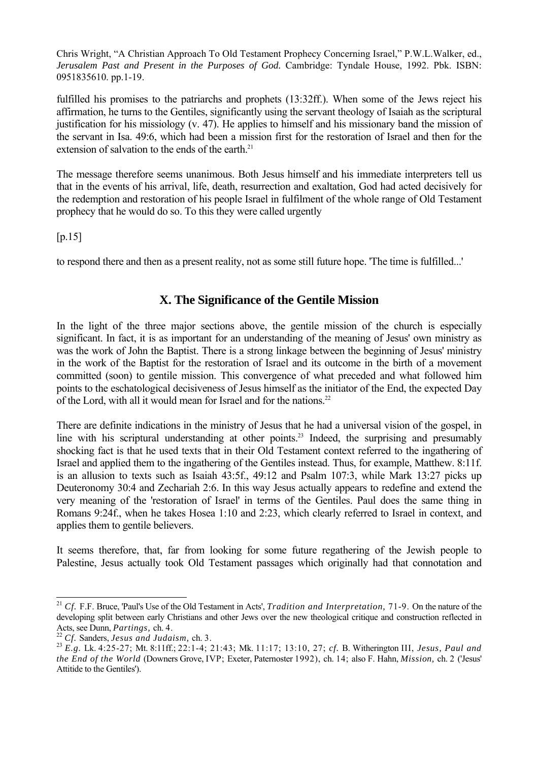fulfilled his promises to the patriarchs and prophets (13:32ff.). When some of the Jews reject his affirmation, he turns to the Gentiles, significantly using the servant theology of Isaiah as the scriptural justification for his missiology (v. 47). He applies to himself and his missionary band the mission of the servant in Isa. 49:6, which had been a mission first for the restoration of Israel and then for the extension of salvation to the ends of the earth.[21]

The message therefore seems unanimous. Both Jesus himself and his immediate interpreters tell us that in the events of his arrival, life, death, resurrection and exaltation, God had acted decisively for the redemption and restoration of his people Israel in fulfilment of the whole range of Old Testament prophecy that he would do so. To this they were called urgently

[p.15]

to respond there and then as a present reality, not as some still future hope. 'The time is fulfilled...'

## X. The Significance of the Gentile Mission

In the light of the three major sections above, the gentile mission of the church is especially significant. In fact, it is as important for an understanding of the meaning of Jesus' own ministry as was the work of John the Baptist. There is a strong linkage between the beginning of Jesus' ministry in the work of the Baptist for the restoration of Israel and its outcome in the birth of a movement committed (soon) to gentile mission. This convergence of what preceded and what followed him points to the eschatological decisiveness of Jesus himself as the initiator of the End, the expected Day of the Lord, with all it would mean for Israel and for the nations.[22]

There are definite indications in the ministry of Jesus that he had a universal vision of the gospel, in line with his scriptural understanding at other points.[23] Indeed, the surprising and presumably shocking fact is that he used texts that in their Old Testament context referred to the ingathering of Israel and applied them to the ingathering of the Gentiles instead. Thus, for example, Matthew. 8:11f. is an allusion to texts such as Isaiah 43:5f., 49:12 and Psalm 107:3, while Mark 13:27 picks up Deuteronomy 30:4 and Zechariah 2:6. In this way Jesus actually appears to redefine and extend the very meaning of the 'restoration of Israel' in terms of the Gentiles. Paul does the same thing in Romans 9:24f., when he takes Hosea 1:10 and 2:23, which clearly referred to Israel in context, and applies them to gentile believers.

It seems therefore, that, far from looking for some future regathering of the Jewish people to Palestine, Jesus actually took Old Testament passages which originally had that connotation and

---

[21] *Cf.* F.F. Bruce, 'Paul's Use of the Old Testament in Acts', *Tradition and Interpretation,* 71-9. On the nature of the developing split between early Christians and other Jews over the new theological critique and construction reflected in Acts, see Dunn, *Partings,* ch. 4.

[22] *Cf.* Sanders, *Jesus and Judaism,* ch. 3.

[23] *E.g.* Lk. 4:25-27; Mt. 8:11ff.; 22:1-4; 21:43; Mk. 11:17; 13:10, 27; *cf.* B. Witherington III, *Jesus, Paul and the End of the World* (Downers Grove, IVP; Exeter, Paternoster 1992), ch. 14; also F. Hahn, *Mission,* ch. 2 ('Jesus' Attitide to the Gentiles').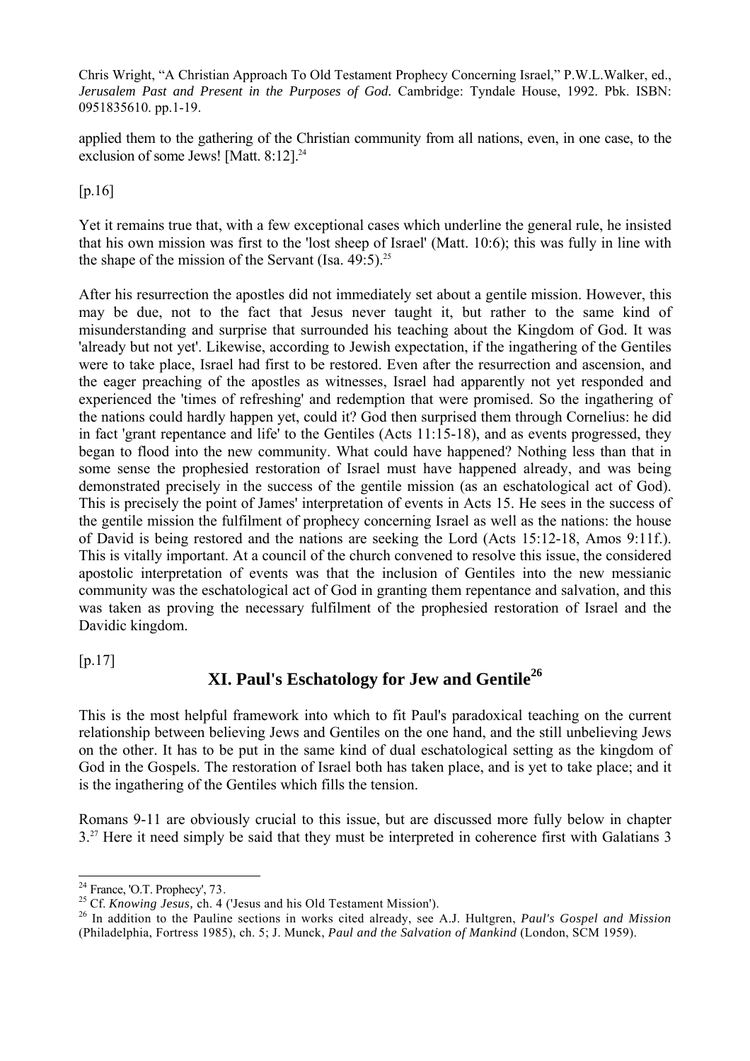applied them to the gathering of the Christian community from all nations, even, in one case, to the exclusion of some Jews! [Matt. 8:12].[24]

[p.16]

Yet it remains true that, with a few exceptional cases which underline the general rule, he insisted that his own mission was first to the 'lost sheep of Israel' (Matt. 10:6); this was fully in line with the shape of the mission of the Servant (Isa. 49:5).[25]

After his resurrection the apostles did not immediately set about a gentile mission. However, this may be due, not to the fact that Jesus never taught it, but rather to the same kind of misunderstanding and surprise that surrounded his teaching about the Kingdom of God. It was 'already but not yet'. Likewise, according to Jewish expectation, if the ingathering of the Gentiles were to take place, Israel had first to be restored. Even after the resurrection and ascension, and the eager preaching of the apostles as witnesses, Israel had apparently not yet responded and experienced the 'times of refreshing' and redemption that were promised. So the ingathering of the nations could hardly happen yet, could it? God then surprised them through Cornelius: he did in fact 'grant repentance and life' to the Gentiles (Acts 11:15-18), and as events progressed, they began to flood into the new community. What could have happened? Nothing less than that in some sense the prophesied restoration of Israel must have happened already, and was being demonstrated precisely in the success of the gentile mission (as an eschatological act of God). This is precisely the point of James' interpretation of events in Acts 15. He sees in the success of the gentile mission the fulfilment of prophecy concerning Israel as well as the nations: the house of David is being restored and the nations are seeking the Lord (Acts 15:12-18, Amos 9:11f.). This is vitally important. At a council of the church convened to resolve this issue, the considered apostolic interpretation of events was that the inclusion of Gentiles into the new messianic community was the eschatological act of God in granting them repentance and salvation, and this was taken as proving the necessary fulfilment of the prophesied restoration of Israel and the Davidic kingdom.

[p.17]

## XI. Paul's Eschatology for Jew and Gentile[26]

This is the most helpful framework into which to fit Paul's paradoxical teaching on the current relationship between believing Jews and Gentiles on the one hand, and the still unbelieving Jews on the other. It has to be put in the same kind of dual eschatological setting as the kingdom of God in the Gospels. The restoration of Israel both has taken place, and is yet to take place; and it is the ingathering of the Gentiles which fills the tension.

Romans 9-11 are obviously crucial to this issue, but are discussed more fully below in chapter 3.[27] Here it need simply be said that they must be interpreted in coherence first with Galatians 3

---

[24] France, 'O.T. Prophecy', 73.

[25] Cf. *Knowing Jesus,* ch. 4 ('Jesus and his Old Testament Mission').

[26] In addition to the Pauline sections in works cited already, see A.J. Hultgren, *Paul's Gospel and Mission* (Philadelphia, Fortress 1985), ch. 5; J. Munck, *Paul and the Salvation of Mankind* (London, SCM 1959).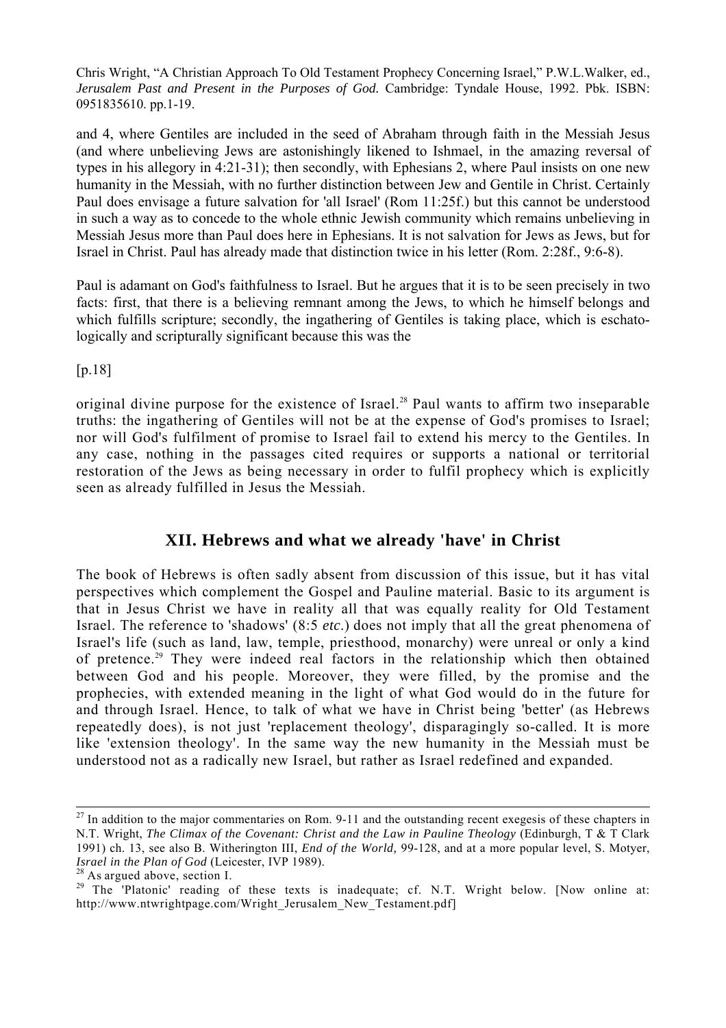and 4, where Gentiles are included in the seed of Abraham through faith in the Messiah Jesus (and where unbelieving Jews are astonishingly likened to Ishmael, in the amazing reversal of types in his allegory in 4:21-31); then secondly, with Ephesians 2, where Paul insists on one new humanity in the Messiah, with no further distinction between Jew and Gentile in Christ. Certainly Paul does envisage a future salvation for 'all Israel' (Rom 11:25f.) but this cannot be understood in such a way as to concede to the whole ethnic Jewish community which remains unbelieving in Messiah Jesus more than Paul does here in Ephesians. It is not salvation for Jews as Jews, but for Israel in Christ. Paul has already made that distinction twice in his letter (Rom. 2:28f., 9:6-8).

Paul is adamant on God's faithfulness to Israel. But he argues that it is to be seen precisely in two facts: first, that there is a believing remnant among the Jews, to which he himself belongs and which fulfills scripture; secondly, the ingathering of Gentiles is taking place, which is eschatologically and scripturally significant because this was the

[p.18]

original divine purpose for the existence of Israel.[28] Paul wants to affirm two inseparable truths: the ingathering of Gentiles will not be at the expense of God's promises to Israel; nor will God's fulfilment of promise to Israel fail to extend his mercy to the Gentiles. In any case, nothing in the passages cited requires or supports a national or territorial restoration of the Jews as being necessary in order to fulfil prophecy which is explicitly seen as already fulfilled in Jesus the Messiah.

## XII. Hebrews and what we already 'have' in Christ

The book of Hebrews is often sadly absent from discussion of this issue, but it has vital perspectives which complement the Gospel and Pauline material. Basic to its argument is that in Jesus Christ we have in reality all that was equally reality for Old Testament Israel. The reference to 'shadows' (8:5 *etc.*) does not imply that all the great phenomena of Israel's life (such as land, law, temple, priesthood, monarchy) were unreal or only a kind of pretence.[29] They were indeed real factors in the relationship which then obtained between God and his people. Moreover, they were filled, by the promise and the prophecies, with extended meaning in the light of what God would do in the future for and through Israel. Hence, to talk of what we have in Christ being 'better' (as Hebrews repeatedly does), is not just 'replacement theology', disparagingly so-called. It is more like 'extension theology'. In the same way the new humanity in the Messiah must be understood not as a radically new Israel, but rather as Israel redefined and expanded.

---

[27] In addition to the major commentaries on Rom. 9-11 and the outstanding recent exegesis of these chapters in N.T. Wright, *The Climax of the Covenant: Christ and the Law in Pauline Theology* (Edinburgh, T & T Clark 1991) ch. 13, see also B. Witherington III, *End of the World,* 99-128, and at a more popular level, S. Motyer, *Israel in the Plan of God* (Leicester, IVP 1989).

[28] As argued above, section I.

[29] The 'Platonic' reading of these texts is inadequate; cf. N.T. Wright below. [Now online at: http://www.ntwrightpage.com/Wright_Jerusalem_New_Testament.pdf]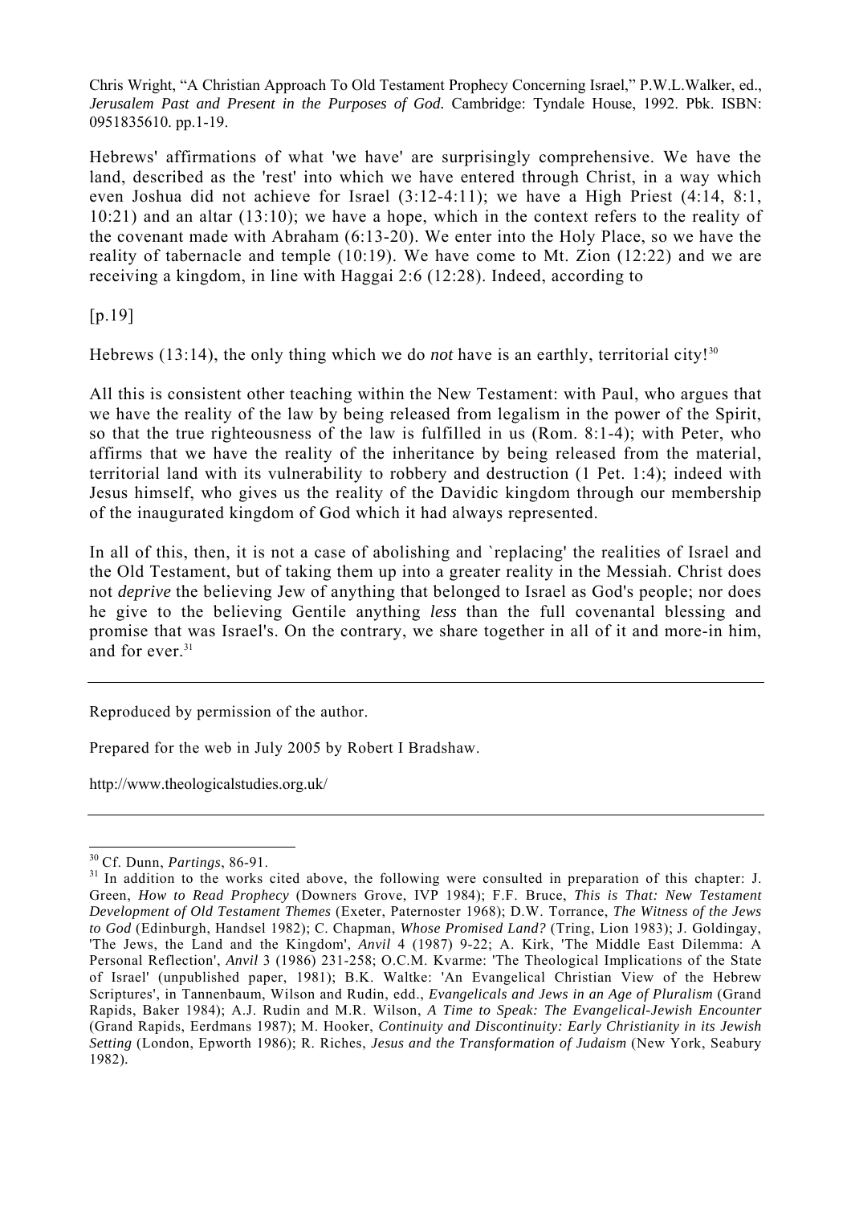Hebrews' affirmations of what 'we have' are surprisingly comprehensive. We have the land, described as the 'rest' into which we have entered through Christ, in a way which even Joshua did not achieve for Israel (3:12-4:11); we have a High Priest (4:14, 8:1, 10:21) and an altar (13:10); we have a hope, which in the context refers to the reality of the covenant made with Abraham (6:13-20). We enter into the Holy Place, so we have the reality of tabernacle and temple (10:19). We have come to Mt. Zion (12:22) and we are receiving a kingdom, in line with Haggai 2:6 (12:28). Indeed, according to

[p.19]

Hebrews (13:14), the only thing which we do *not* have is an earthly, territorial city![30]

All this is consistent other teaching within the New Testament: with Paul, who argues that we have the reality of the law by being released from legalism in the power of the Spirit, so that the true righteousness of the law is fulfilled in us (Rom. 8:1-4); with Peter, who affirms that we have the reality of the inheritance by being released from the material, territorial land with its vulnerability to robbery and destruction (1 Pet. 1:4); indeed with Jesus himself, who gives us the reality of the Davidic kingdom through our membership of the inaugurated kingdom of God which it had always represented.

In all of this, then, it is not a case of abolishing and `replacing' the realities of Israel and the Old Testament, but of taking them up into a greater reality in the Messiah. Christ does not *deprive* the believing Jew of anything that belonged to Israel as God's people; nor does he give to the believing Gentile anything *less* than the full covenantal blessing and promise that was Israel's. On the contrary, we share together in all of it and more-in him, and for ever.[31]

---

Reproduced by permission of the author.

Prepared for the web in July 2005 by Robert I Bradshaw.

http://www.theologicalstudies.org.uk/

---

[30] Cf. Dunn, *Partings*, 86-91.

[31] In addition to the works cited above, the following were consulted in preparation of this chapter: J. Green, *How to Read Prophecy* (Downers Grove, IVP 1984); F.F. Bruce, *This is That: New Testament Development of Old Testament Themes* (Exeter, Paternoster 1968); D.W. Torrance, *The Witness of the Jews to God* (Edinburgh, Handsel 1982); C. Chapman, *Whose Promised Land?* (Tring, Lion 1983); J. Goldingay, 'The Jews, the Land and the Kingdom', *Anvil* 4 (1987) 9-22; A. Kirk, 'The Middle East Dilemma: A Personal Reflection', *Anvil* 3 (1986) 231-258; O.C.M. Kvarme: 'The Theological Implications of the State of Israel' (unpublished paper, 1981); B.K. Waltke: 'An Evangelical Christian View of the Hebrew Scriptures', in Tannenbaum, Wilson and Rudin, edd., *Evangelicals and Jews in an Age of Pluralism* (Grand Rapids, Baker 1984); A.J. Rudin and M.R. Wilson, *A Time to Speak: The Evangelical-Jewish Encounter* (Grand Rapids, Eerdmans 1987); M. Hooker, *Continuity and Discontinuity: Early Christianity in its Jewish Setting* (London, Epworth 1986); R. Riches, *Jesus and the Transformation of Judaism* (New York, Seabury 1982).